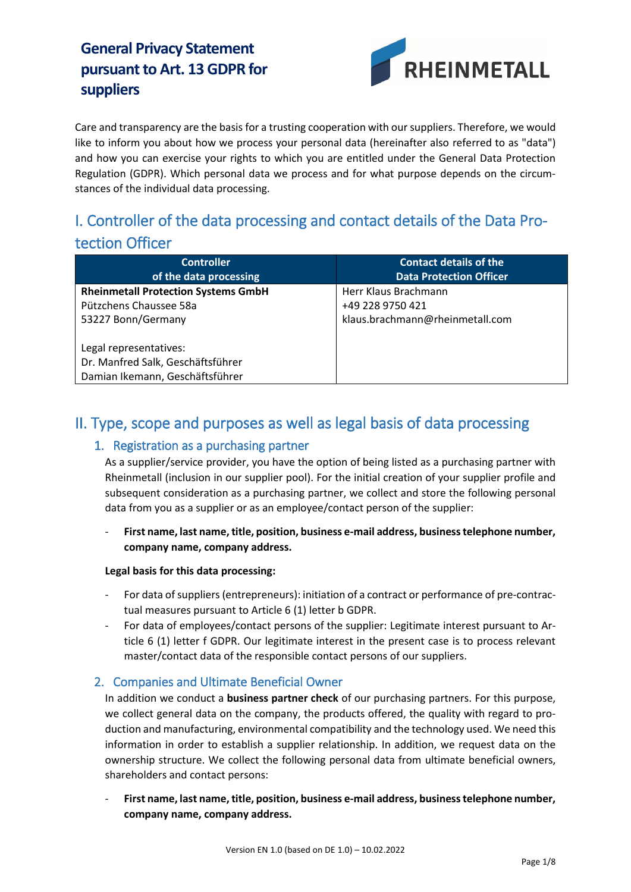# General Privacy Statement pursuant to Art. 13 GDPR for suppliers

Care and transparency are the basis for a trusting cooperation with our suppliers. Therefore, we would like to inform you about how we process your personal data (hereinafter also referred to as "data") and how you can exercise your rights to which you are entitled under the General Data Protection Regulation (GDPR). Which personal data we process and for what purpose depends on the circumstances of the individual data processing.

## I. Controller of the data processing and contact details of the Data Protection Officer

| Controller of the data processing | Contact details of the Data Protection Officer |
|---|---|
| **Rheinmetall Protection Systems GmbH**<br>Pützchens Chaussee 58a<br>53227 Bonn/Germany<br><br>Legal representatives:<br>Dr. Manfred Salk, Geschäftsführer<br>Damian Ikemann, Geschäftsführer | Herr Klaus Brachmann<br>+49 228 9750 421<br>klaus.brachmann@rheinmetall.com |

## II. Type, scope and purposes as well as legal basis of data processing

### 1. Registration as a purchasing partner

As a supplier/service provider, you have the option of being listed as a purchasing partner with Rheinmetall (inclusion in our supplier pool). For the initial creation of your supplier profile and subsequent consideration as a purchasing partner, we collect and store the following personal data from you as a supplier or as an employee/contact person of the supplier:

- **First name, last name, title, position, business e-mail address, business telephone number, company name, company address.**

**Legal basis for this data processing:**

- For data of suppliers (entrepreneurs): initiation of a contract or performance of pre-contractual measures pursuant to Article 6 (1) letter b GDPR.
- For data of employees/contact persons of the supplier: Legitimate interest pursuant to Article 6 (1) letter f GDPR. Our legitimate interest in the present case is to process relevant master/contact data of the responsible contact persons of our suppliers.

### 2. Companies and Ultimate Beneficial Owner

In addition we conduct a **business partner check** of our purchasing partners. For this purpose, we collect general data on the company, the products offered, the quality with regard to production and manufacturing, environmental compatibility and the technology used. We need this information in order to establish a supplier relationship. In addition, we request data on the ownership structure. We collect the following personal data from ultimate beneficial owners, shareholders and contact persons:

- **First name, last name, title, position, business e-mail address, business telephone number, company name, company address.**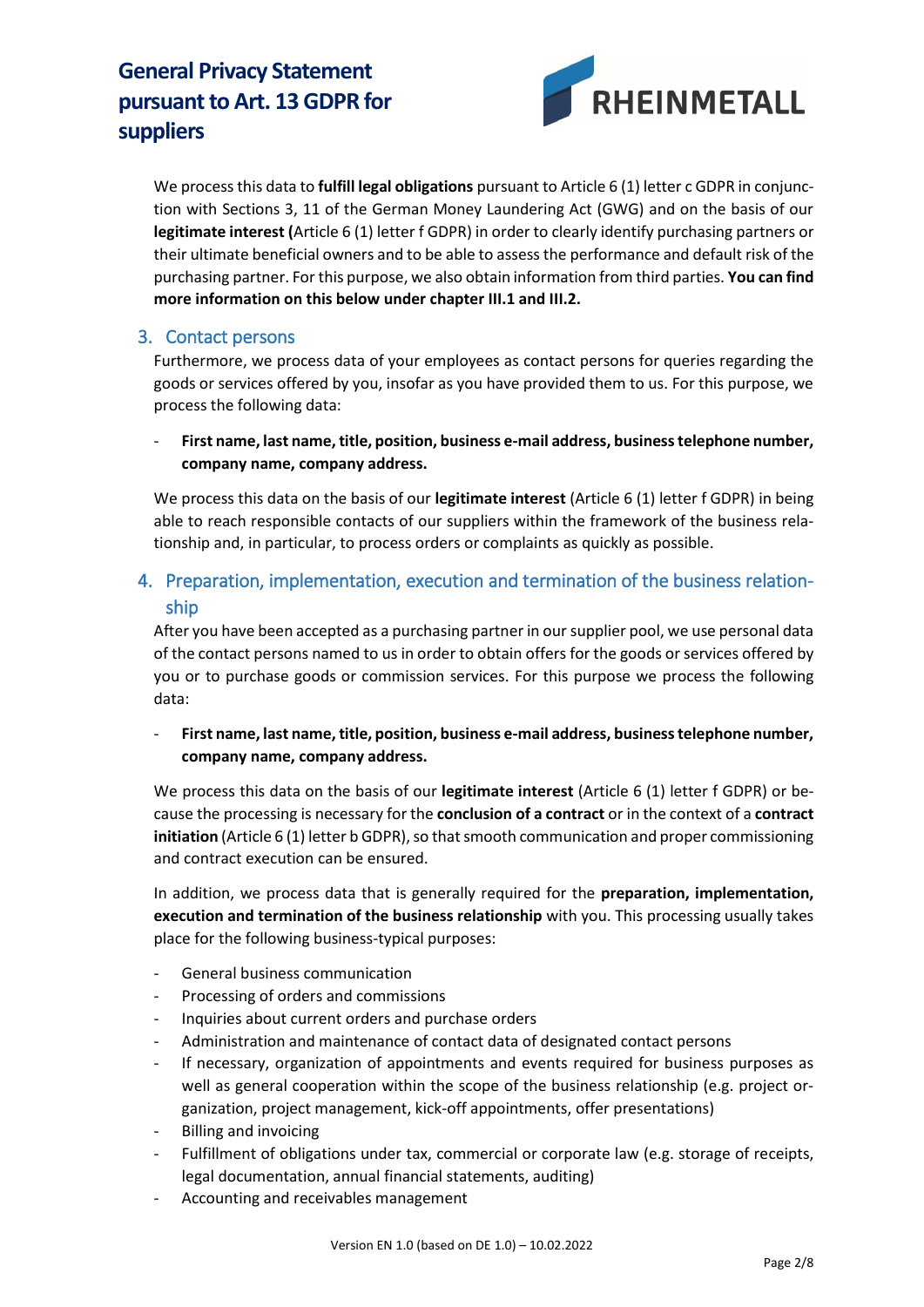We process this data to **fulfill legal obligations** pursuant to Article 6 (1) letter c GDPR in conjunction with Sections 3, 11 of the German Money Laundering Act (GWG) and on the basis of our **legitimate interest (**Article 6 (1) letter f GDPR) in order to clearly identify purchasing partners or their ultimate beneficial owners and to be able to assess the performance and default risk of the purchasing partner. For this purpose, we also obtain information from third parties. **You can find more information on this below under chapter III.1 and III.2.**

## 3. Contact persons

Furthermore, we process data of your employees as contact persons for queries regarding the goods or services offered by you, insofar as you have provided them to us. For this purpose, we process the following data:

- **First name, last name, title, position, business e-mail address, business telephone number, company name, company address.**

We process this data on the basis of our **legitimate interest** (Article 6 (1) letter f GDPR) in being able to reach responsible contacts of our suppliers within the framework of the business relationship and, in particular, to process orders or complaints as quickly as possible.

## 4. Preparation, implementation, execution and termination of the business relationship

After you have been accepted as a purchasing partner in our supplier pool, we use personal data of the contact persons named to us in order to obtain offers for the goods or services offered by you or to purchase goods or commission services. For this purpose we process the following data:

- **First name, last name, title, position, business e-mail address, business telephone number, company name, company address.**

We process this data on the basis of our **legitimate interest** (Article 6 (1) letter f GDPR) or because the processing is necessary for the **conclusion of a contract** or in the context of a **contract initiation** (Article 6 (1) letter b GDPR), so that smooth communication and proper commissioning and contract execution can be ensured.

In addition, we process data that is generally required for the **preparation, implementation, execution and termination of the business relationship** with you. This processing usually takes place for the following business-typical purposes:

- General business communication
- Processing of orders and commissions
- Inquiries about current orders and purchase orders
- Administration and maintenance of contact data of designated contact persons
- If necessary, organization of appointments and events required for business purposes as well as general cooperation within the scope of the business relationship (e.g. project organization, project management, kick-off appointments, offer presentations)
- Billing and invoicing
- Fulfillment of obligations under tax, commercial or corporate law (e.g. storage of receipts, legal documentation, annual financial statements, auditing)
- Accounting and receivables management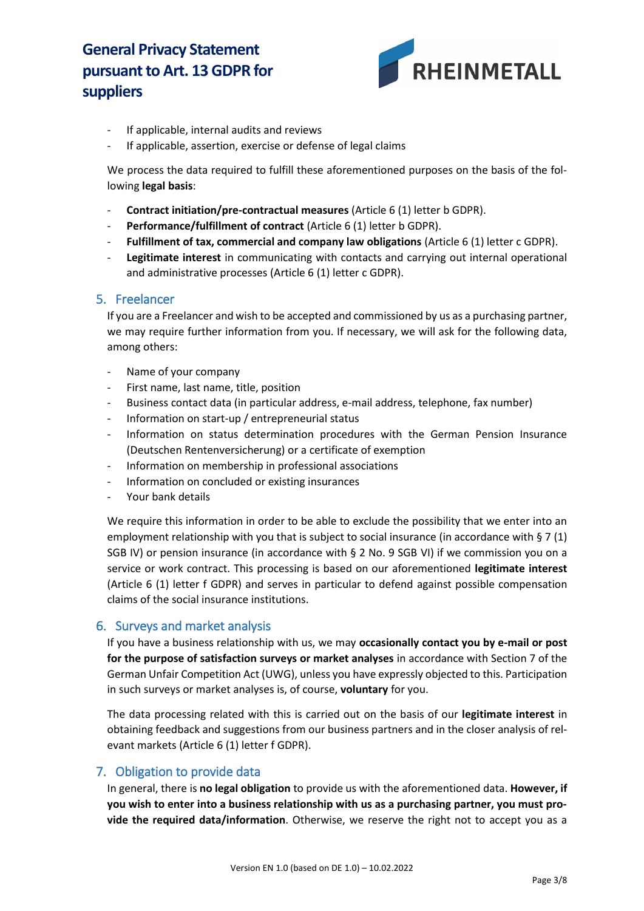- If applicable, internal audits and reviews
- If applicable, assertion, exercise or defense of legal claims

We process the data required to fulfill these aforementioned purposes on the basis of the following **legal basis**:

- **Contract initiation/pre-contractual measures** (Article 6 (1) letter b GDPR).
- **Performance/fulfillment of contract** (Article 6 (1) letter b GDPR).
- **Fulfillment of tax, commercial and company law obligations** (Article 6 (1) letter c GDPR).
- **Legitimate interest** in communicating with contacts and carrying out internal operational and administrative processes (Article 6 (1) letter c GDPR).

## 5. Freelancer

If you are a Freelancer and wish to be accepted and commissioned by us as a purchasing partner, we may require further information from you. If necessary, we will ask for the following data, among others:

- Name of your company
- First name, last name, title, position
- Business contact data (in particular address, e-mail address, telephone, fax number)
- Information on start-up / entrepreneurial status
- Information on status determination procedures with the German Pension Insurance (Deutschen Rentenversicherung) or a certificate of exemption
- Information on membership in professional associations
- Information on concluded or existing insurances
- Your bank details

We require this information in order to be able to exclude the possibility that we enter into an employment relationship with you that is subject to social insurance (in accordance with § 7 (1) SGB IV) or pension insurance (in accordance with § 2 No. 9 SGB VI) if we commission you on a service or work contract. This processing is based on our aforementioned **legitimate interest** (Article 6 (1) letter f GDPR) and serves in particular to defend against possible compensation claims of the social insurance institutions.

## 6. Surveys and market analysis

If you have a business relationship with us, we may **occasionally contact you by e-mail or post for the purpose of satisfaction surveys or market analyses** in accordance with Section 7 of the German Unfair Competition Act (UWG), unless you have expressly objected to this. Participation in such surveys or market analyses is, of course, **voluntary** for you.

The data processing related with this is carried out on the basis of our **legitimate interest** in obtaining feedback and suggestions from our business partners and in the closer analysis of relevant markets (Article 6 (1) letter f GDPR).

## 7. Obligation to provide data

In general, there is **no legal obligation** to provide us with the aforementioned data. **However, if you wish to enter into a business relationship with us as a purchasing partner, you must provide the required data/information**. Otherwise, we reserve the right not to accept you as a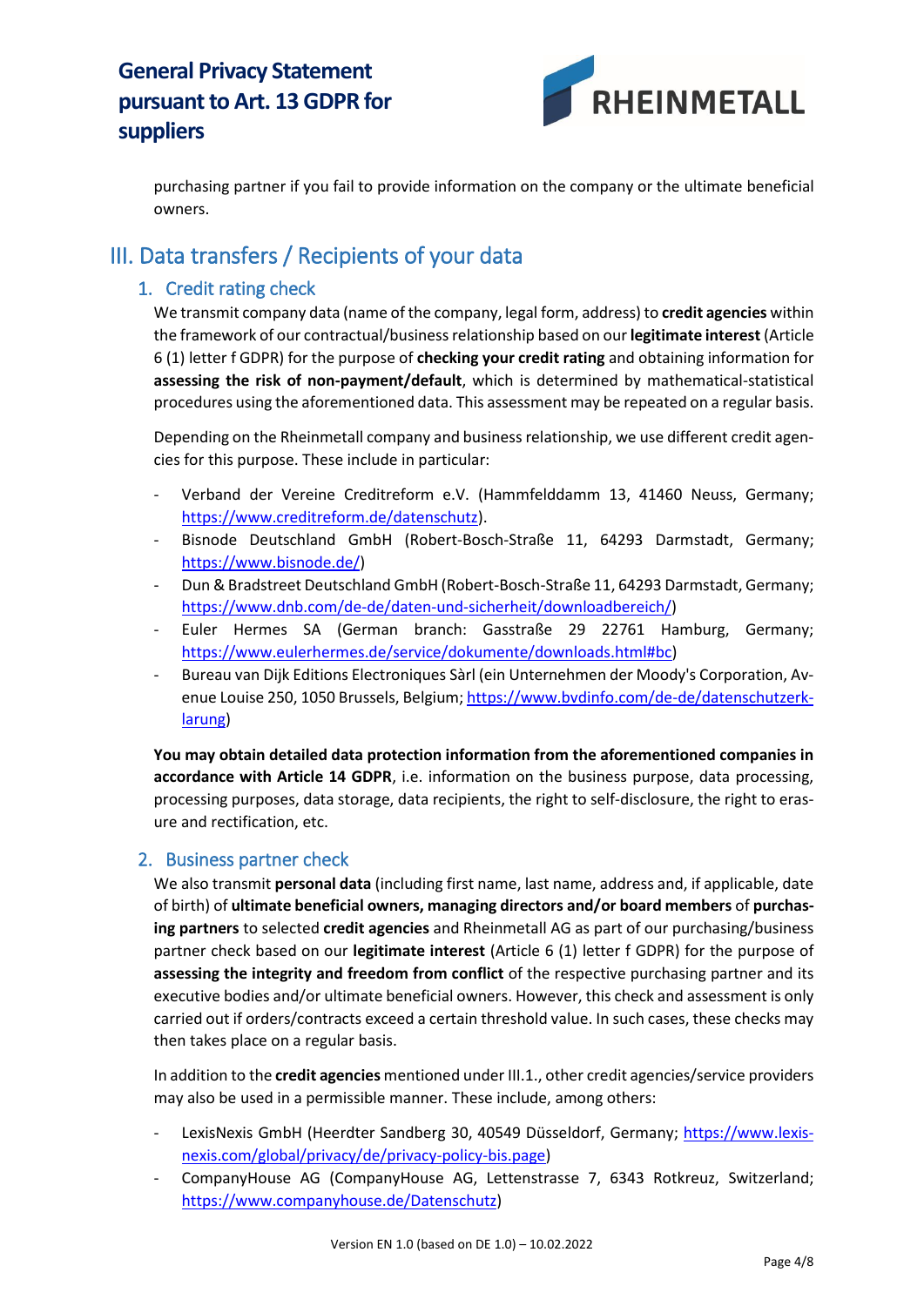purchasing partner if you fail to provide information on the company or the ultimate beneficial owners.

# III. Data transfers / Recipients of your data

## 1. Credit rating check

We transmit company data (name of the company, legal form, address) to **credit agencies** within the framework of our contractual/business relationship based on our **legitimate interest** (Article 6 (1) letter f GDPR) for the purpose of **checking your credit rating** and obtaining information for **assessing the risk of non-payment/default**, which is determined by mathematical-statistical procedures using the aforementioned data. This assessment may be repeated on a regular basis.

Depending on the Rheinmetall company and business relationship, we use different credit agencies for this purpose. These include in particular:

- Verband der Vereine Creditreform e.V. (Hammfelddamm 13, 41460 Neuss, Germany; https://www.creditreform.de/datenschutz).
- Bisnode Deutschland GmbH (Robert-Bosch-Straße 11, 64293 Darmstadt, Germany; https://www.bisnode.de/)
- Dun & Bradstreet Deutschland GmbH (Robert-Bosch-Straße 11, 64293 Darmstadt, Germany; https://www.dnb.com/de-de/daten-und-sicherheit/downloadbereich/)
- Euler Hermes SA (German branch: Gasstraße 29 22761 Hamburg, Germany; https://www.eulerhermes.de/service/dokumente/downloads.html#bc)
- Bureau van Dijk Editions Electroniques Sàrl (ein Unternehmen der Moody's Corporation, Avenue Louise 250, 1050 Brussels, Belgium; https://www.bvdinfo.com/de-de/datenschutzerklarung)

**You may obtain detailed data protection information from the aforementioned companies in accordance with Article 14 GDPR**, i.e. information on the business purpose, data processing, processing purposes, data storage, data recipients, the right to self-disclosure, the right to erasure and rectification, etc.

## 2. Business partner check

We also transmit **personal data** (including first name, last name, address and, if applicable, date of birth) of **ultimate beneficial owners, managing directors and/or board members** of **purchasing partners** to selected **credit agencies** and Rheinmetall AG as part of our purchasing/business partner check based on our **legitimate interest** (Article 6 (1) letter f GDPR) for the purpose of **assessing the integrity and freedom from conflict** of the respective purchasing partner and its executive bodies and/or ultimate beneficial owners. However, this check and assessment is only carried out if orders/contracts exceed a certain threshold value. In such cases, these checks may then takes place on a regular basis.

In addition to the **credit agencies** mentioned under III.1., other credit agencies/service providers may also be used in a permissible manner. These include, among others:

- LexisNexis GmbH (Heerdter Sandberg 30, 40549 Düsseldorf, Germany; https://www.lexisnexis.com/global/privacy/de/privacy-policy-bis.page)
- CompanyHouse AG (CompanyHouse AG, Lettenstrasse 7, 6343 Rotkreuz, Switzerland; https://www.companyhouse.de/Datenschutz)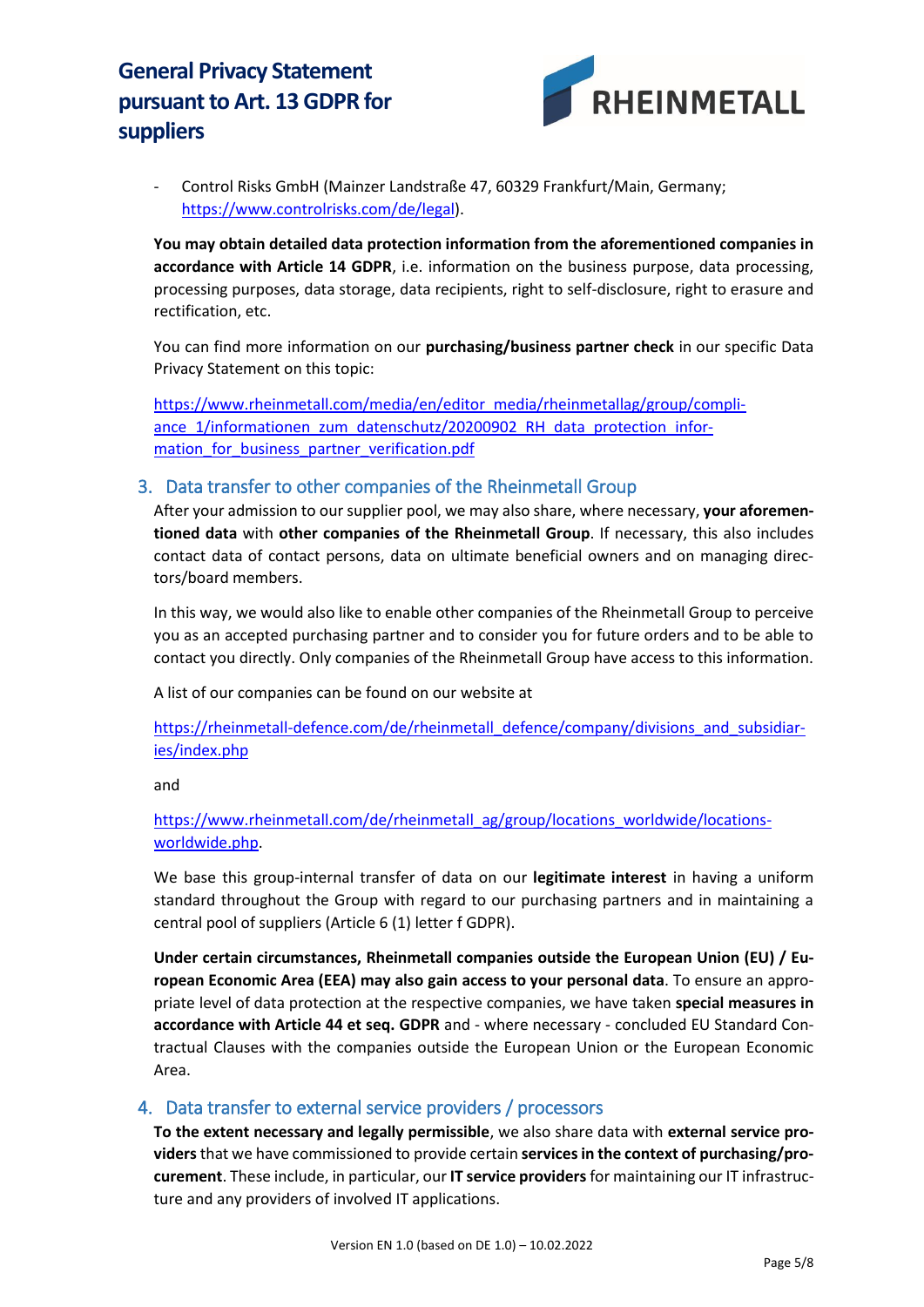- Control Risks GmbH (Mainzer Landstraße 47, 60329 Frankfurt/Main, Germany; https://www.controlrisks.com/de/legal).

**You may obtain detailed data protection information from the aforementioned companies in accordance with Article 14 GDPR**, i.e. information on the business purpose, data processing, processing purposes, data storage, data recipients, right to self-disclosure, right to erasure and rectification, etc.

You can find more information on our **purchasing/business partner check** in our specific Data Privacy Statement on this topic:

https://www.rheinmetall.com/media/en/editor_media/rheinmetallag/group/compliance_1/informationen_zum_datenschutz/20200902_RH_data_protection_information_for_business_partner_verification.pdf

## 3. Data transfer to other companies of the Rheinmetall Group

After your admission to our supplier pool, we may also share, where necessary, **your aforementioned data** with **other companies of the Rheinmetall Group**. If necessary, this also includes contact data of contact persons, data on ultimate beneficial owners and on managing directors/board members.

In this way, we would also like to enable other companies of the Rheinmetall Group to perceive you as an accepted purchasing partner and to consider you for future orders and to be able to contact you directly. Only companies of the Rheinmetall Group have access to this information.

A list of our companies can be found on our website at

https://rheinmetall-defence.com/de/rheinmetall_defence/company/divisions_and_subsidiaries/index.php

and

https://www.rheinmetall.com/de/rheinmetall_ag/group/locations_worldwide/locations-worldwide.php.

We base this group-internal transfer of data on our **legitimate interest** in having a uniform standard throughout the Group with regard to our purchasing partners and in maintaining a central pool of suppliers (Article 6 (1) letter f GDPR).

**Under certain circumstances, Rheinmetall companies outside the European Union (EU) / European Economic Area (EEA) may also gain access to your personal data**. To ensure an appropriate level of data protection at the respective companies, we have taken **special measures in accordance with Article 44 et seq. GDPR** and - where necessary - concluded EU Standard Contractual Clauses with the companies outside the European Union or the European Economic Area.

## 4. Data transfer to external service providers / processors

**To the extent necessary and legally permissible**, we also share data with **external service providers** that we have commissioned to provide certain **services in the context of purchasing/procurement**. These include, in particular, our **IT service providers** for maintaining our IT infrastructure and any providers of involved IT applications.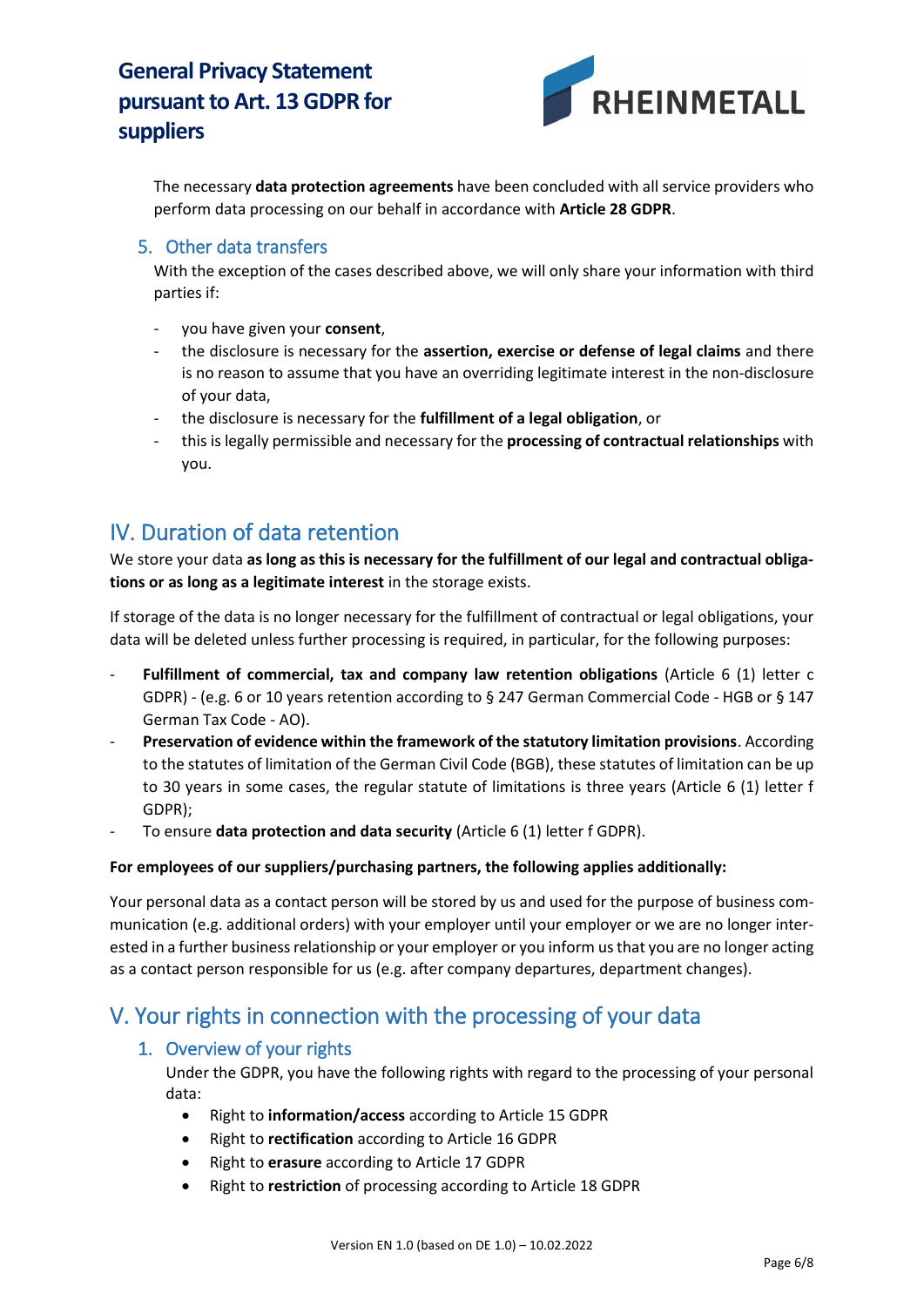The necessary **data protection agreements** have been concluded with all service providers who perform data processing on our behalf in accordance with **Article 28 GDPR**.

### 5. Other data transfers

With the exception of the cases described above, we will only share your information with third parties if:

- you have given your **consent**,
- the disclosure is necessary for the **assertion, exercise or defense of legal claims** and there is no reason to assume that you have an overriding legitimate interest in the non-disclosure of your data,
- the disclosure is necessary for the **fulfillment of a legal obligation**, or
- this is legally permissible and necessary for the **processing of contractual relationships** with you.

## IV. Duration of data retention

We store your data **as long as this is necessary for the fulfillment of our legal and contractual obligations or as long as a legitimate interest** in the storage exists.

If storage of the data is no longer necessary for the fulfillment of contractual or legal obligations, your data will be deleted unless further processing is required, in particular, for the following purposes:

- **Fulfillment of commercial, tax and company law retention obligations** (Article 6 (1) letter c GDPR) - (e.g. 6 or 10 years retention according to § 247 German Commercial Code - HGB or § 147 German Tax Code - AO).
- **Preservation of evidence within the framework of the statutory limitation provisions**. According to the statutes of limitation of the German Civil Code (BGB), these statutes of limitation can be up to 30 years in some cases, the regular statute of limitations is three years (Article 6 (1) letter f GDPR);
- To ensure **data protection and data security** (Article 6 (1) letter f GDPR).

**For employees of our suppliers/purchasing partners, the following applies additionally:**

Your personal data as a contact person will be stored by us and used for the purpose of business communication (e.g. additional orders) with your employer until your employer or we are no longer interested in a further business relationship or your employer or you inform us that you are no longer acting as a contact person responsible for us (e.g. after company departures, department changes).

## V. Your rights in connection with the processing of your data

### 1. Overview of your rights

Under the GDPR, you have the following rights with regard to the processing of your personal data:

- Right to **information/access** according to Article 15 GDPR
- Right to **rectification** according to Article 16 GDPR
- Right to **erasure** according to Article 17 GDPR
- Right to **restriction** of processing according to Article 18 GDPR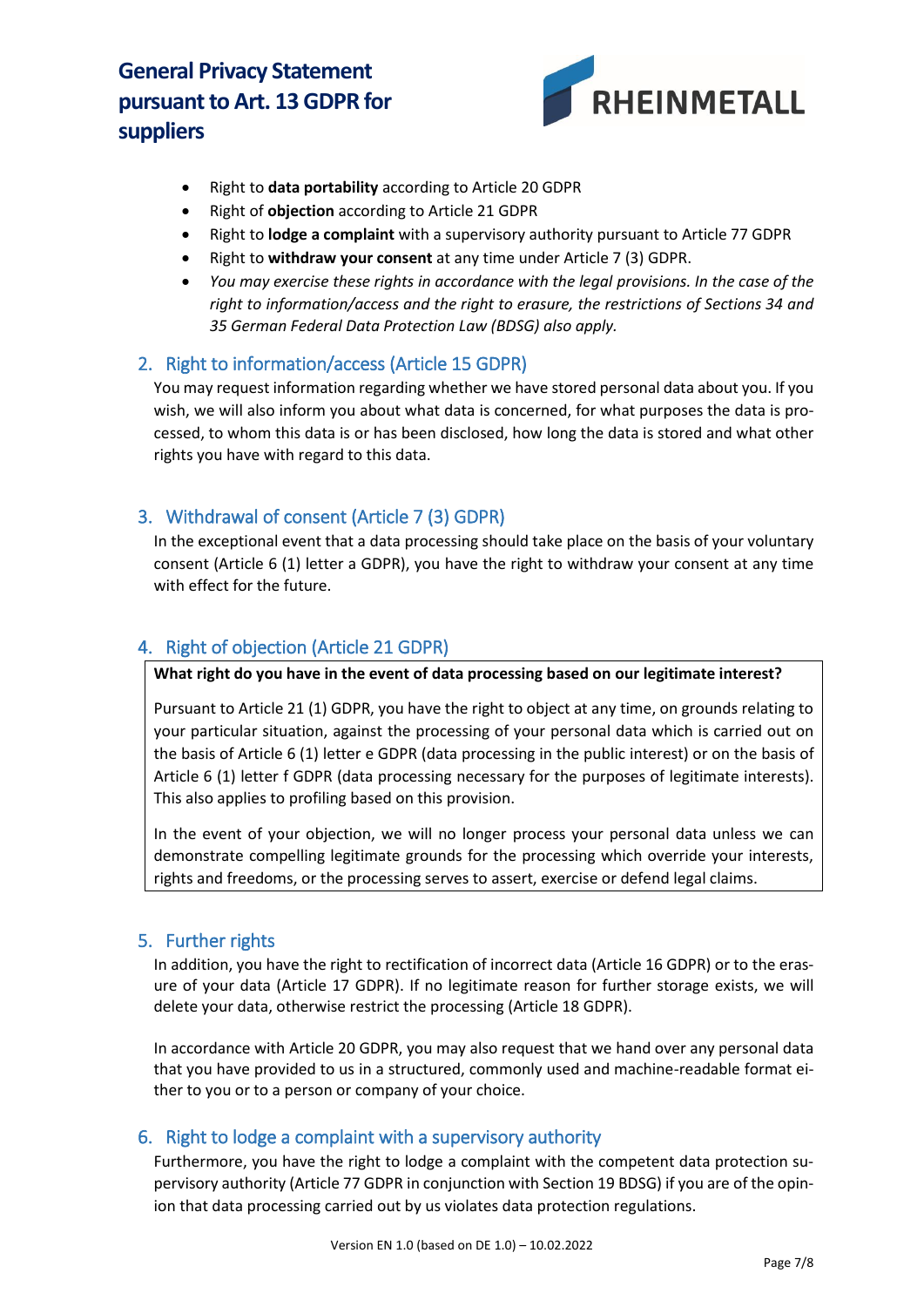- Right to **data portability** according to Article 20 GDPR
- Right of **objection** according to Article 21 GDPR
- Right to **lodge a complaint** with a supervisory authority pursuant to Article 77 GDPR
- Right to **withdraw your consent** at any time under Article 7 (3) GDPR.
- *You may exercise these rights in accordance with the legal provisions. In the case of the right to information/access and the right to erasure, the restrictions of Sections 34 and 35 German Federal Data Protection Law (BDSG) also apply.*

## 2. Right to information/access (Article 15 GDPR)

You may request information regarding whether we have stored personal data about you. If you wish, we will also inform you about what data is concerned, for what purposes the data is processed, to whom this data is or has been disclosed, how long the data is stored and what other rights you have with regard to this data.

## 3. Withdrawal of consent (Article 7 (3) GDPR)

In the exceptional event that a data processing should take place on the basis of your voluntary consent (Article 6 (1) letter a GDPR), you have the right to withdraw your consent at any time with effect for the future.

## 4. Right of objection (Article 21 GDPR)

**What right do you have in the event of data processing based on our legitimate interest?**

Pursuant to Article 21 (1) GDPR, you have the right to object at any time, on grounds relating to your particular situation, against the processing of your personal data which is carried out on the basis of Article 6 (1) letter e GDPR (data processing in the public interest) or on the basis of Article 6 (1) letter f GDPR (data processing necessary for the purposes of legitimate interests). This also applies to profiling based on this provision.

In the event of your objection, we will no longer process your personal data unless we can demonstrate compelling legitimate grounds for the processing which override your interests, rights and freedoms, or the processing serves to assert, exercise or defend legal claims.

## 5. Further rights

In addition, you have the right to rectification of incorrect data (Article 16 GDPR) or to the erasure of your data (Article 17 GDPR). If no legitimate reason for further storage exists, we will delete your data, otherwise restrict the processing (Article 18 GDPR).

In accordance with Article 20 GDPR, you may also request that we hand over any personal data that you have provided to us in a structured, commonly used and machine-readable format either to you or to a person or company of your choice.

## 6. Right to lodge a complaint with a supervisory authority

Furthermore, you have the right to lodge a complaint with the competent data protection supervisory authority (Article 77 GDPR in conjunction with Section 19 BDSG) if you are of the opinion that data processing carried out by us violates data protection regulations.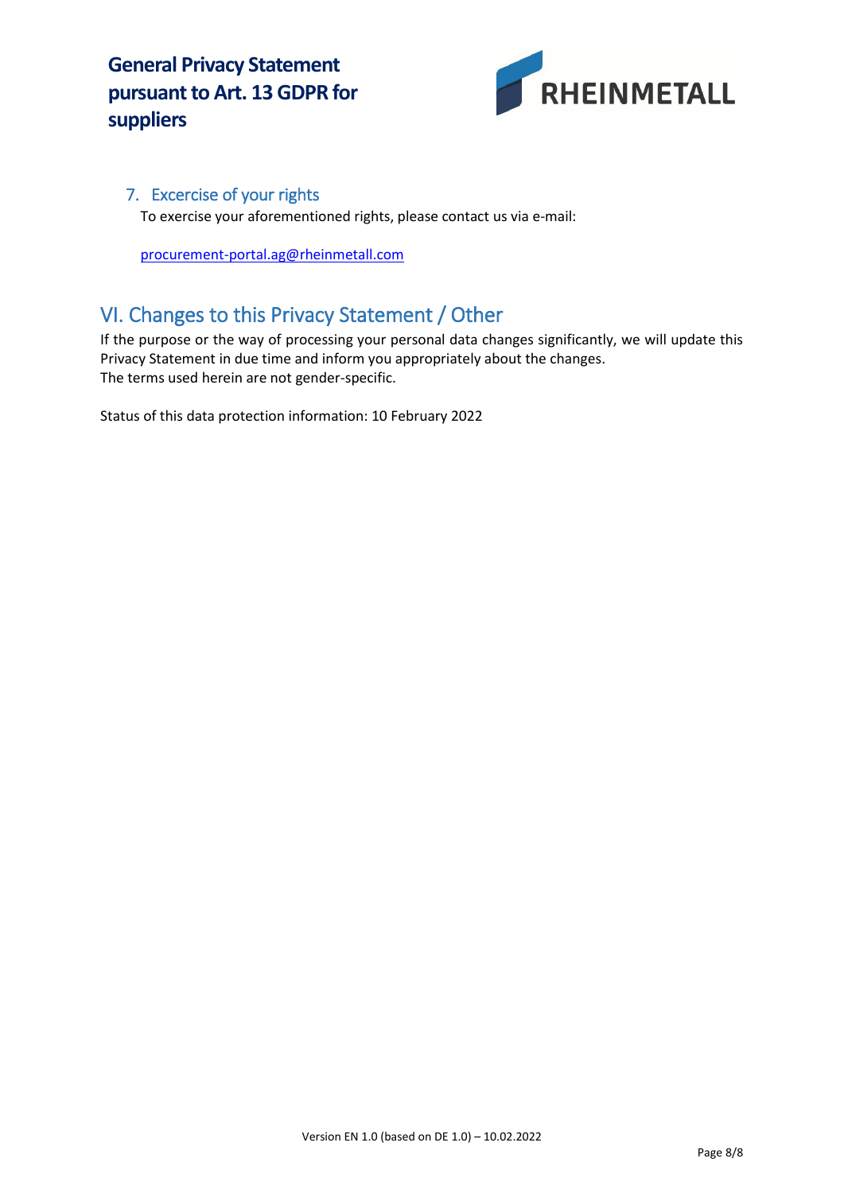### 7. Excercise of your rights

To exercise your aforementioned rights, please contact us via e-mail:

procurement-portal.ag@rheinmetall.com

## VI. Changes to this Privacy Statement / Other

If the purpose or the way of processing your personal data changes significantly, we will update this Privacy Statement in due time and inform you appropriately about the changes.
The terms used herein are not gender-specific.

Status of this data protection information: 10 February 2022